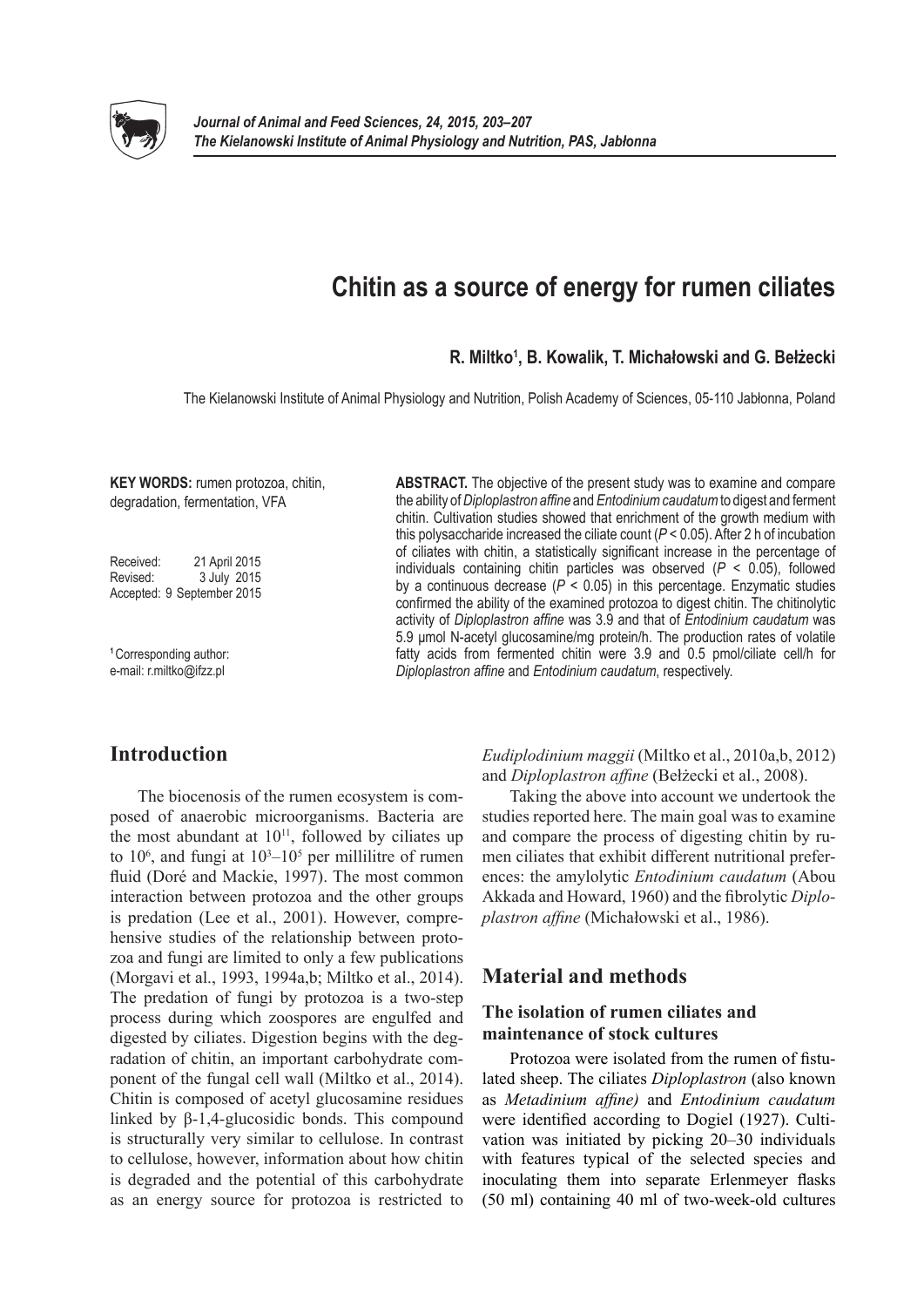# Chitin as a source of energy for rumen ciliates

**R. Miltko[1], B. Kowalik, T. Michałowski and G. Bełżecki**

The Kielanowski Institute of Animal Physiology and Nutrition, Polish Academy of Sciences, 05-110 Jabłonna, Poland

**KEY WORDS:** rumen protozoa, chitin, degradation, fermentation, VFA

Received: 21 April 2015
Revised: 3 July 2015
Accepted: 9 September 2015

[1] Corresponding author:
e-mail: r.miltko@ifzz.pl

**ABSTRACT.** The objective of the present study was to examine and compare the ability of *Diploplastron affine* and *Entodinium caudatum* to digest and ferment chitin. Cultivation studies showed that enrichment of the growth medium with this polysaccharide increased the ciliate count ($P < 0.05$). After 2 h of incubation of ciliates with chitin, a statistically significant increase in the percentage of individuals containing chitin particles was observed ($P < 0.05$), followed by a continuous decrease ($P < 0.05$) in this percentage. Enzymatic studies confirmed the ability of the examined protozoa to digest chitin. The chitinolytic activity of *Diploplastron affine* was 3.9 and that of *Entodinium caudatum* was 5.9 µmol N-acetyl glucosamine/mg protein/h. The production rates of volatile fatty acids from fermented chitin were 3.9 and 0.5 pmol/ciliate cell/h for *Diploplastron affine* and *Entodinium caudatum*, respectively.

## Introduction

The biocenosis of the rumen ecosystem is composed of anaerobic microorganisms. Bacteria are the most abundant at $10^{11}$, followed by ciliates up to $10^{6}$, and fungi at $10^{3}$–$10^{5}$ per millilitre of rumen fluid (Doré and Mackie, 1997). The most common interaction between protozoa and the other groups is predation (Lee et al., 2001). However, comprehensive studies of the relationship between protozoa and fungi are limited to only a few publications (Morgavi et al., 1993, 1994a,b; Miltko et al., 2014). The predation of fungi by protozoa is a two-step process during which zoospores are engulfed and digested by ciliates. Digestion begins with the degradation of chitin, an important carbohydrate component of the fungal cell wall (Miltko et al., 2014). Chitin is composed of acetyl glucosamine residues linked by β-1,4-glucosidic bonds. This compound is structurally very similar to cellulose. In contrast to cellulose, however, information about how chitin is degraded and the potential of this carbohydrate as an energy source for protozoa is restricted to *Eudiplodinium maggii* (Miltko et al., 2010a,b, 2012) and *Diploplastron affine* (Bełżecki et al., 2008).

Taking the above into account we undertook the studies reported here. The main goal was to examine and compare the process of digesting chitin by rumen ciliates that exhibit different nutritional preferences: the amylolytic *Entodinium caudatum* (Abou Akkada and Howard, 1960) and the fibrolytic *Diploplastron affine* (Michałowski et al., 1986).

## Material and methods

### The isolation of rumen ciliates and maintenance of stock cultures

Protozoa were isolated from the rumen of fistulated sheep. The ciliates *Diploplastron* (also known as *Metadinium affine)* and *Entodinium caudatum* were identified according to Dogiel (1927). Cultivation was initiated by picking 20–30 individuals with features typical of the selected species and inoculating them into separate Erlenmeyer flasks (50 ml) containing 40 ml of two-week-old cultures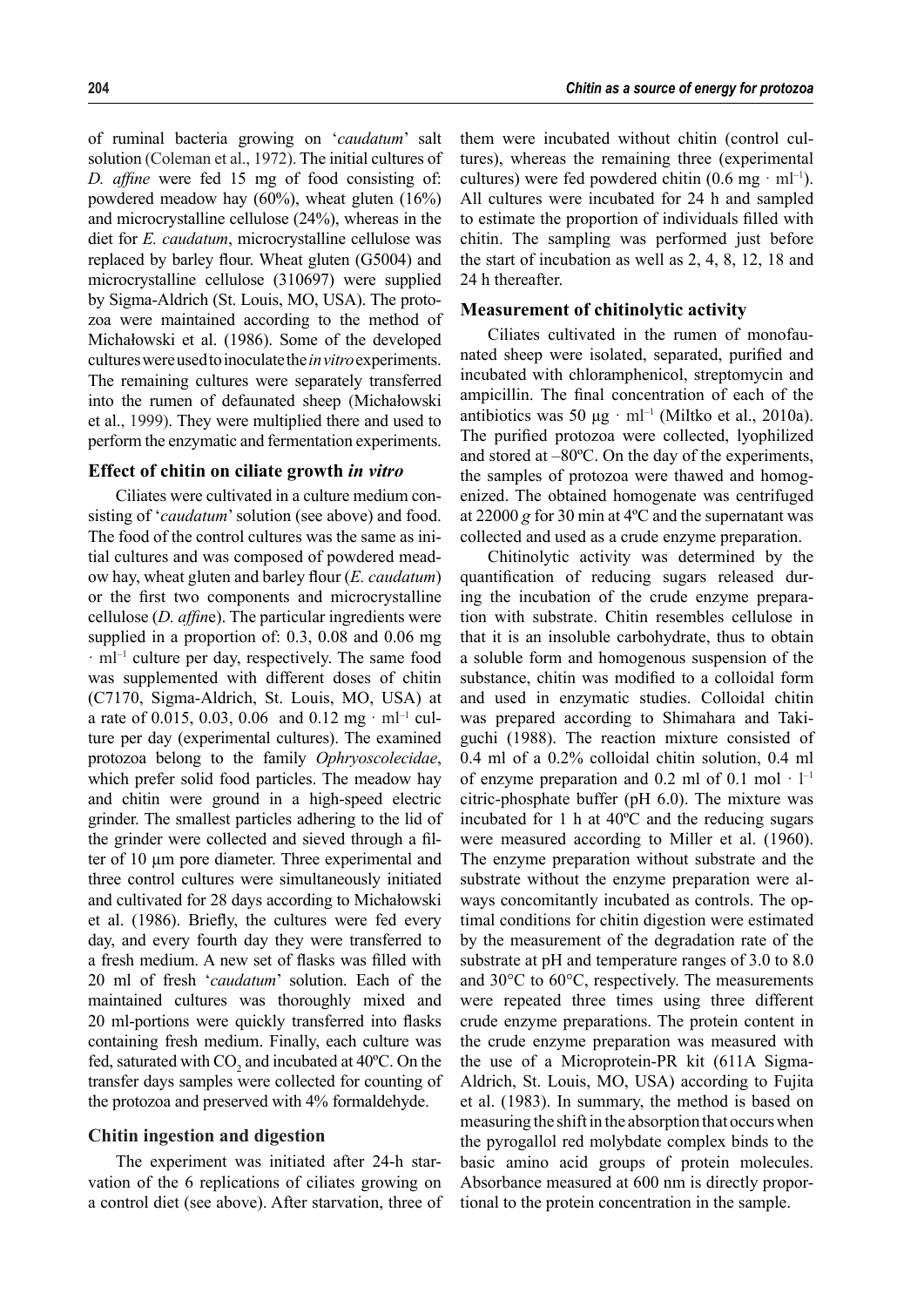of ruminal bacteria growing on '*caudatum*' salt solution (Coleman et al., 1972). The initial cultures of *D. affine* were fed 15 mg of food consisting of: powdered meadow hay (60%), wheat gluten (16%) and microcrystalline cellulose (24%), whereas in the diet for *E. caudatum*, microcrystalline cellulose was replaced by barley flour. Wheat gluten (G5004) and microcrystalline cellulose (310697) were supplied by Sigma-Aldrich (St. Louis, MO, USA). The protozoa were maintained according to the method of Michałowski et al. (1986). Some of the developed cultures were used to inoculate the *in vitro* experiments. The remaining cultures were separately transferred into the rumen of defaunated sheep (Michałowski et al., 1999). They were multiplied there and used to perform the enzymatic and fermentation experiments.

### Effect of chitin on ciliate growth *in vitro*

Ciliates were cultivated in a culture medium consisting of '*caudatum*' solution (see above) and food. The food of the control cultures was the same as initial cultures and was composed of powdered meadow hay, wheat gluten and barley flour (*E. caudatum*) or the first two components and microcrystalline cellulose (*D. affine*). The particular ingredients were supplied in a proportion of: 0.3, 0.08 and 0.06 mg $\cdot$ ml$^{-1}$ culture per day, respectively. The same food was supplemented with different doses of chitin (C7170, Sigma-Aldrich, St. Louis, MO, USA) at a rate of 0.015, 0.03, 0.06 and 0.12 mg $\cdot$ ml$^{-1}$ culture per day (experimental cultures). The examined protozoa belong to the family *Ophryoscolecidae*, which prefer solid food particles. The meadow hay and chitin were ground in a high-speed electric grinder. The smallest particles adhering to the lid of the grinder were collected and sieved through a filter of 10 µm pore diameter. Three experimental and three control cultures were simultaneously initiated and cultivated for 28 days according to Michałowski et al. (1986). Briefly, the cultures were fed every day, and every fourth day they were transferred to a fresh medium. A new set of flasks was filled with 20 ml of fresh '*caudatum*' solution. Each of the maintained cultures was thoroughly mixed and 20 ml-portions were quickly transferred into flasks containing fresh medium. Finally, each culture was fed, saturated with $CO_2$ and incubated at 40ºC. On the transfer days samples were collected for counting of the protozoa and preserved with 4% formaldehyde.

### Chitin ingestion and digestion

The experiment was initiated after 24-h starvation of the 6 replications of ciliates growing on a control diet (see above). After starvation, three of them were incubated without chitin (control cultures), whereas the remaining three (experimental cultures) were fed powdered chitin (0.6 mg $\cdot$ ml$^{-1}$). All cultures were incubated for 24 h and sampled to estimate the proportion of individuals filled with chitin. The sampling was performed just before the start of incubation as well as 2, 4, 8, 12, 18 and 24 h thereafter.

### Measurement of chitinolytic activity

Ciliates cultivated in the rumen of monofaunated sheep were isolated, separated, purified and incubated with chloramphenicol, streptomycin and ampicillin. The final concentration of each of the antibiotics was 50 µg $\cdot$ ml$^{-1}$ (Miltko et al., 2010a). The purified protozoa were collected, lyophilized and stored at –80ºC. On the day of the experiments, the samples of protozoa were thawed and homogenized. The obtained homogenate was centrifuged at 22000 *g* for 30 min at 4ºC and the supernatant was collected and used as a crude enzyme preparation.

Chitinolytic activity was determined by the quantification of reducing sugars released during the incubation of the crude enzyme preparation with substrate. Chitin resembles cellulose in that it is an insoluble carbohydrate, thus to obtain a soluble form and homogenous suspension of the substance, chitin was modified to a colloidal form and used in enzymatic studies. Colloidal chitin was prepared according to Shimahara and Takiguchi (1988). The reaction mixture consisted of 0.4 ml of a 0.2% colloidal chitin solution, 0.4 ml of enzyme preparation and 0.2 ml of 0.1 mol $\cdot$ l$^{-1}$ citric-phosphate buffer (pH 6.0). The mixture was incubated for 1 h at 40ºC and the reducing sugars were measured according to Miller et al. (1960). The enzyme preparation without substrate and the substrate without the enzyme preparation were always concomitantly incubated as controls. The optimal conditions for chitin digestion were estimated by the measurement of the degradation rate of the substrate at pH and temperature ranges of 3.0 to 8.0 and 30°C to 60°C, respectively. The measurements were repeated three times using three different crude enzyme preparations. The protein content in the crude enzyme preparation was measured with the use of a Microprotein-PR kit (611A Sigma-Aldrich, St. Louis, MO, USA) according to Fujita et al. (1983). In summary, the method is based on measuring the shift in the absorption that occurs when the pyrogallol red molybdate complex binds to the basic amino acid groups of protein molecules. Absorbance measured at 600 nm is directly proportional to the protein concentration in the sample.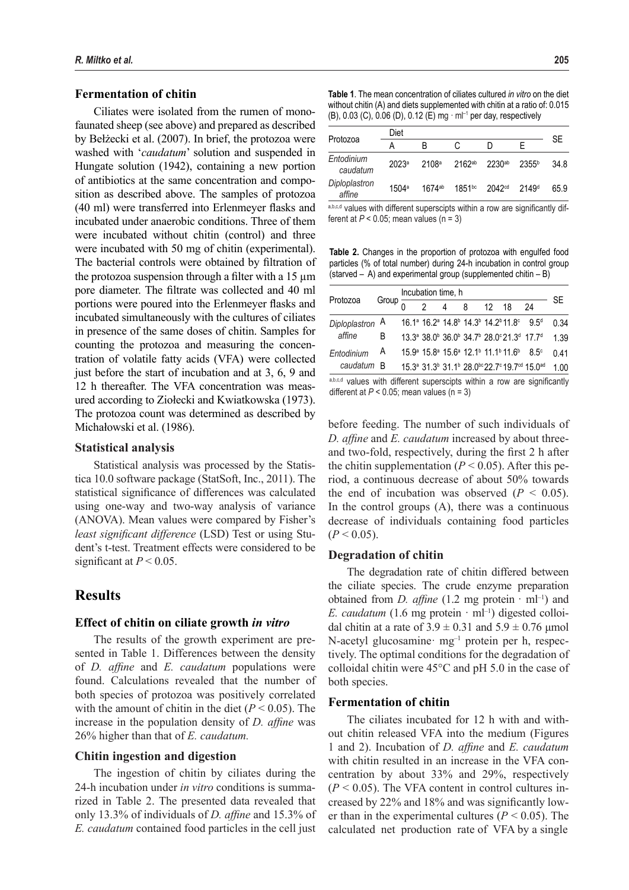### Fermentation of chitin

Ciliates were isolated from the rumen of monofaunated sheep (see above) and prepared as described by Bełżecki et al. (2007). In brief, the protozoa were washed with '*caudatum*' solution and suspended in Hungate solution (1942), containing a new portion of antibiotics at the same concentration and composition as described above. The samples of protozoa (40 ml) were transferred into Erlenmeyer flasks and incubated under anaerobic conditions. Three of them were incubated without chitin (control) and three were incubated with 50 mg of chitin (experimental). The bacterial controls were obtained by filtration of the protozoa suspension through a filter with a 15 μm pore diameter. The filtrate was collected and 40 ml portions were poured into the Erlenmeyer flasks and incubated simultaneously with the cultures of ciliates in presence of the same doses of chitin. Samples for counting the protozoa and measuring the concentration of volatile fatty acids (VFA) were collected just before the start of incubation and at 3, 6, 9 and 12 h thereafter. The VFA concentration was measured according to Ziołecki and Kwiatkowska (1973). The protozoa count was determined as described by Michałowski et al. (1986).

### Statistical analysis

Statistical analysis was processed by the Statistica 10.0 software package (StatSoft, Inc., 2011). The statistical significance of differences was calculated using one-way and two-way analysis of variance (ANOVA). Mean values were compared by Fisher's *least significant difference* (LSD) Test or using Student's t-test. Treatment effects were considered to be significant at $P < 0.05$.

## Results

### Effect of chitin on ciliate growth *in vitro*

The results of the growth experiment are presented in Table 1. Differences between the density of *D. affine* and *E. caudatum* populations were found. Calculations revealed that the number of both species of protozoa was positively correlated with the amount of chitin in the diet ($P < 0.05$). The increase in the population density of *D. affine* was 26% higher than that of *E. caudatum.*

### Chitin ingestion and digestion

The ingestion of chitin by ciliates during the 24-h incubation under *in vitro* conditions is summarized in Table 2. The presented data revealed that only 13.3% of individuals of *D. affine* and 15.3% of *E. caudatum* contained food particles in the cell just before feeding. The number of such individuals of *D. affine* and *E. caudatum* increased by about three- and two-fold, respectively, during the first 2 h after the chitin supplementation ($P < 0.05$). After this period, a continuous decrease of about 50% towards the end of incubation was observed ($P < 0.05$). In the control groups (A), there was a continuous decrease of individuals containing food particles ($P < 0.05$).

**Table 1**. The mean concentration of ciliates cultured *in vitro* on the diet without chitin (A) and diets supplemented with chitin at a ratio of: 0.015 (B), 0.03 (C), 0.06 (D), 0.12 (E) mg · ml$^{-1}$ per day, respectively

| Protozoa | Diet | | | | | SE |
|---|---|---|---|---|---|---|
| | A | B | C | D | E | |
| *Entodinium caudatum* | 2023$^{a}$ | 2108$^{a}$ | 2162$^{ab}$ | 2230$^{ab}$ | 2355$^{b}$ | 34.8 |
| *Diploplastron affine* | 1504$^{a}$ | 1674$^{ab}$ | 1851$^{bc}$ | 2042$^{cd}$ | 2149$^{d}$ | 65.9 |

$^{a,b,c,d}$ values with different superscipts within a row are significantly different at $P < 0.05$; mean values (n = 3)

**Table 2.** Changes in the proportion of protozoa with engulfed food particles (% of total number) during 24-h incubation in control group (starved – A) and experimental group (supplemented chitin – B)

| Protozoa | Group | Incubation time, h | | | | | | | SE |
|---|---|---|---|---|---|---|---|---|---|
| | | 0 | 2 | 4 | 8 | 12 | 18 | 24 | |
| *Diploplastron affine* | A | 16.1$^{a}$ | 16.2$^{a}$ | 14.8$^{b}$ | 14.3$^{b}$ | 14.2$^{b}$ | 11.8$^{c}$ | 9.5$^{d}$ | 0.34 |
| | B | 13.3$^{a}$ | 38.0$^{b}$ | 36.0$^{b}$ | 34.7$^{b}$ | 28.0$^{c}$ | 21.3$^{d}$ | 17.7$^{d}$ | 1.39 |
| *Entodinium caudatum* | A | 15.9$^{a}$ | 15.8$^{a}$ | 15.6$^{a}$ | 12.1$^{b}$ | 11.1$^{b}$ | 11.6$^{b}$ | 8.5$^{c}$ | 0.41 |
| | B | 15.3$^{a}$ | 31.3$^{b}$ | 31.1$^{b}$ | 28.0$^{bc}$ | 22.7$^{c}$ | 19.7$^{cd}$ | 15.0$^{ad}$ | 1.00 |

$^{a,b,c,d}$ values with different superscipts within a row are significantly different at $P < 0.05$; mean values (n = 3)

### Degradation of chitin

The degradation rate of chitin differed between the ciliate species. The crude enzyme preparation obtained from *D. affine* (1.2 mg protein · ml$^{-1}$) and *E. caudatum* (1.6 mg protein · ml$^{-1}$) digested colloidal chitin at a rate of $3.9 \pm 0.31$ and $5.9 \pm 0.76$ μmol N-acetyl glucosamine· mg$^{-1}$ protein per h, respectively. The optimal conditions for the degradation of colloidal chitin were 45°C and pH 5.0 in the case of both species.

### Fermentation of chitin

The ciliates incubated for 12 h with and without chitin released VFA into the medium (Figures 1 and 2). Incubation of *D. affine* and *E. caudatum* with chitin resulted in an increase in the VFA concentration by about 33% and 29%, respectively ($P < 0.05$). The VFA content in control cultures increased by 22% and 18% and was significantly lower than in the experimental cultures ($P < 0.05$). The calculated net production rate of VFA by a single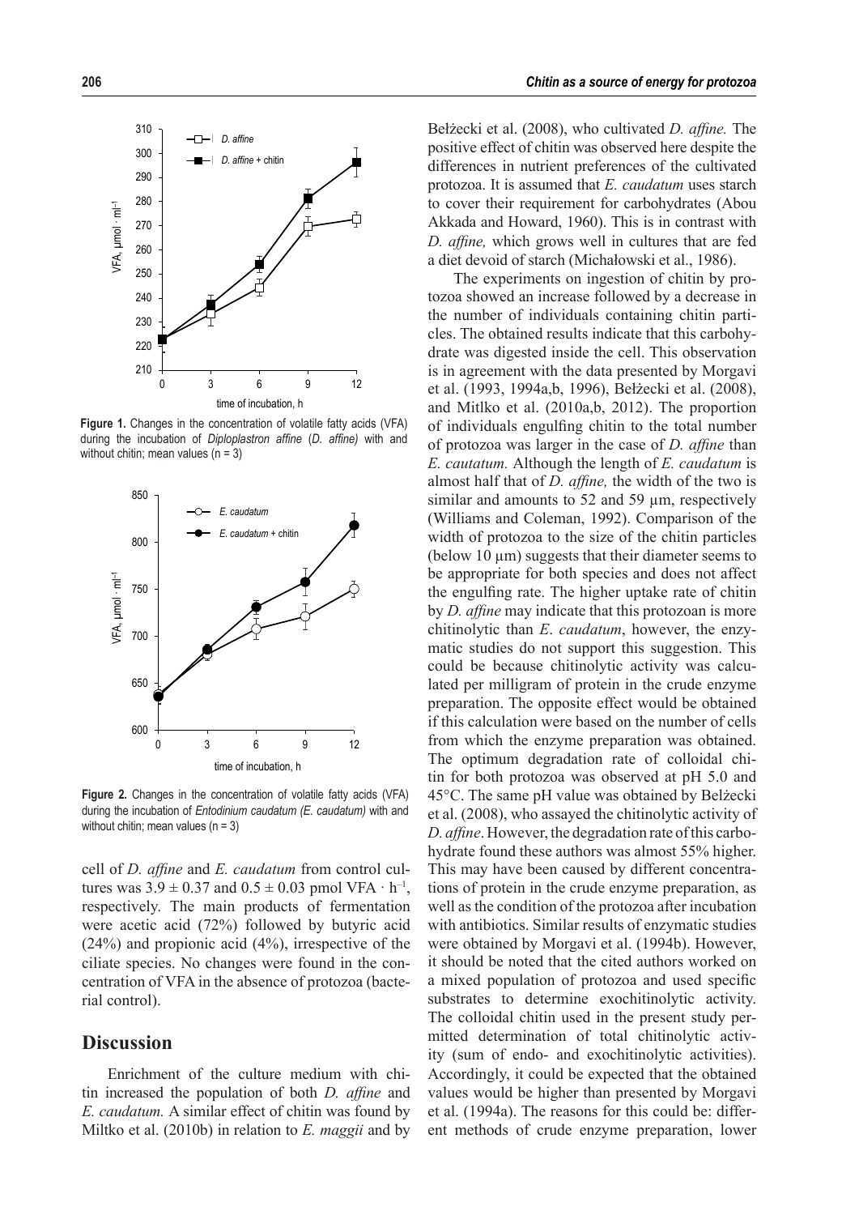**Figure 1.** Changes in the concentration of volatile fatty acids (VFA) during the incubation of *Diploplastron affine* (*D. affine*) with and without chitin; mean values (n = 3)

**Figure 2.** Changes in the concentration of volatile fatty acids (VFA) during the incubation of *Entodinium caudatum (E. caudatum)* with and without chitin; mean values (n = 3)

cell of *D. affine* and *E. caudatum* from control cultures was $3.9 \pm 0.37$ and $0.5 \pm 0.03$ pmol VFA $\cdot$ h$^{-1}$, respectively. The main products of fermentation were acetic acid (72%) followed by butyric acid (24%) and propionic acid (4%), irrespective of the ciliate species. No changes were found in the concentration of VFA in the absence of protozoa (bacterial control).

## Discussion

Enrichment of the culture medium with chitin increased the population of both *D. affine* and *E. caudatum.* A similar effect of chitin was found by Miltko et al. (2010b) in relation to *E. maggii* and by Bełżecki et al. (2008), who cultivated *D. affine.* The positive effect of chitin was observed here despite the differences in nutrient preferences of the cultivated protozoa. It is assumed that *E. caudatum* uses starch to cover their requirement for carbohydrates (Abou Akkada and Howard, 1960). This is in contrast with *D. affine,* which grows well in cultures that are fed a diet devoid of starch (Michałowski et al., 1986).

The experiments on ingestion of chitin by protozoa showed an increase followed by a decrease in the number of individuals containing chitin particles. The obtained results indicate that this carbohydrate was digested inside the cell. This observation is in agreement with the data presented by Morgavi et al. (1993, 1994a,b, 1996), Bełżecki et al. (2008), and Mitlko et al. (2010a,b, 2012). The proportion of individuals engulfing chitin to the total number of protozoa was larger in the case of *D. affine* than *E. cautatum.* Although the length of *E. caudatum* is almost half that of *D. affine,* the width of the two is similar and amounts to 52 and 59 µm, respectively (Williams and Coleman, 1992). Comparison of the width of protozoa to the size of the chitin particles (below 10 µm) suggests that their diameter seems to be appropriate for both species and does not affect the engulfing rate. The higher uptake rate of chitin by *D. affine* may indicate that this protozoan is more chitinolytic than *E*. *caudatum*, however, the enzymatic studies do not support this suggestion. This could be because chitinolytic activity was calculated per milligram of protein in the crude enzyme preparation. The opposite effect would be obtained if this calculation were based on the number of cells from which the enzyme preparation was obtained. The optimum degradation rate of colloidal chitin for both protozoa was observed at pH 5.0 and 45°C. The same pH value was obtained by Bełżecki et al. (2008), who assayed the chitinolytic activity of *D. affine*. However, the degradation rate of this carbohydrate found these authors was almost 55% higher. This may have been caused by different concentrations of protein in the crude enzyme preparation, as well as the condition of the protozoa after incubation with antibiotics. Similar results of enzymatic studies were obtained by Morgavi et al. (1994b). However, it should be noted that the cited authors worked on a mixed population of protozoa and used specific substrates to determine exochitinolytic activity. The colloidal chitin used in the present study permitted determination of total chitinolytic activity (sum of endo- and exochitinolytic activities). Accordingly, it could be expected that the obtained values would be higher than presented by Morgavi et al. (1994a). The reasons for this could be: different methods of crude enzyme preparation, lower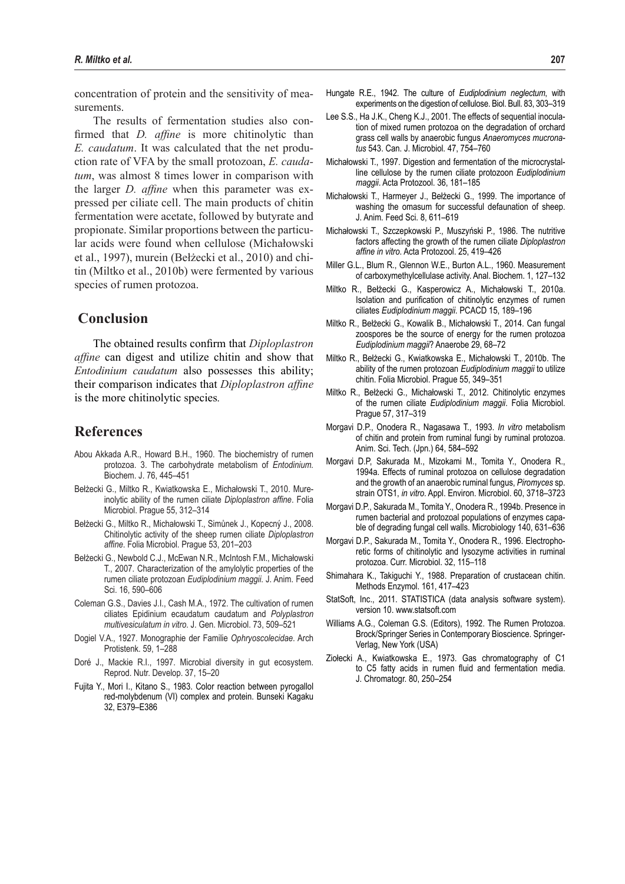concentration of protein and the sensitivity of measurements.

The results of fermentation studies also confirmed that *D. affine* is more chitinolytic than *E. caudatum*. It was calculated that the net production rate of VFA by the small protozoan, *E. caudatum*, was almost 8 times lower in comparison with the larger *D. affine* when this parameter was expressed per ciliate cell. The main products of chitin fermentation were acetate, followed by butyrate and propionate. Similar proportions between the particular acids were found when cellulose (Michałowski et al., 1997), murein (Bełżecki et al., 2010) and chitin (Miltko et al., 2010b) were fermented by various species of rumen protozoa.

## Conclusion

The obtained results confirm that *Diploplastron affine* can digest and utilize chitin and show that *Entodinium caudatum* also possesses this ability; their comparison indicates that *Diploplastron affine* is the more chitinolytic species.

## References

Abou Akkada A.R., Howard B.H., 1960. The biochemistry of rumen protozoa. 3. The carbohydrate metabolism of *Entodinium*. Biochem. J. 76, 445–451

Bełżecki G., Miltko R., Kwiatkowska E., Michałowski T., 2010. Mureinolytic ability of the rumen ciliate *Diploplastron affine*. Folia Microbiol. Prague 55, 312–314

Bełżecki G., Miltko R., Michałowski T., Simůnek J., Kopecný J., 2008. Chitinolytic activity of the sheep rumen ciliate *Diploplastron affine*. Folia Microbiol. Prague 53, 201–203

Bełżecki G., Newbold C.J., McEwan N.R., McIntosh F.M., Michałowski T., 2007. Characterization of the amylolytic properties of the rumen ciliate protozoan *Eudiplodinium maggii*. J. Anim. Feed Sci. 16, 590–606

Coleman G.S., Davies J.I., Cash M.A., 1972. The cultivation of rumen ciliates Epidinium ecaudatum caudatum and *Polyplastron multivesiculatum in vitro*. J. Gen. Microbiol. 73, 509–521

Dogiel V.A., 1927. Monographie der Familie *Ophryoscolecidae*. Arch Protistenk. 59, 1–288

Doré J., Mackie R.I., 1997. Microbial diversity in gut ecosystem. Reprod. Nutr. Develop. 37, 15–20

Fujita Y., Mori I., Kitano S., 1983. Color reaction between pyrogallol red-molybdenum (VI) complex and protein. Bunseki Kagaku 32, E379–E386

Hungate R.E., 1942. The culture of *Eudiplodinium neglectum*, with experiments on the digestion of cellulose. Biol. Bull. 83, 303–319

Lee S.S., Ha J.K., Cheng K.J., 2001. The effects of sequential inoculation of mixed rumen protozoa on the degradation of orchard grass cell walls by anaerobic fungus *Anaeromyces mucronatus* 543. Can. J. Microbiol. 47, 754–760

Michałowski T., 1997. Digestion and fermentation of the microcrystalline cellulose by the rumen ciliate protozoon *Eudiplodinium maggii*. Acta Protozool. 36, 181–185

Michałowski T., Harmeyer J., Bełżecki G., 1999. The importance of washing the omasum for successful defaunation of sheep. J. Anim. Feed Sci. 8, 611–619

Michałowski T., Szczepkowski P., Muszyński P., 1986. The nutritive factors affecting the growth of the rumen ciliate *Diploplastron affine in vitro*. Acta Protozool. 25, 419–426

Miller G.L., Blum R., Glennon W.E., Burton A.L., 1960. Measurement of carboxymethylcellulase activity. Anal. Biochem. 1, 127–132

Miltko R., Bełżecki G., Kasperowicz A., Michałowski T., 2010a. Isolation and purification of chitinolytic enzymes of rumen ciliates *Eudiplodinium maggii*. PCACD 15, 189–196

Miltko R., Bełżecki G., Kowalik B., Michałowski T., 2014. Can fungal zoospores be the source of energy for the rumen protozoa *Eudiplodinium maggii*? Anaerobe 29, 68–72

Miltko R., Bełżecki G., Kwiatkowska E., Michałowski T., 2010b. The ability of the rumen protozoan *Eudiplodinium maggii* to utilize chitin. Folia Microbiol. Prague 55, 349–351

Miltko R., Bełżecki G., Michałowski T., 2012. Chitinolytic enzymes of the rumen ciliate *Eudiplodinium maggii*. Folia Microbiol. Prague 57, 317–319

Morgavi D.P., Onodera R., Nagasawa T., 1993. *In vitro* metabolism of chitin and protein from ruminal fungi by ruminal protozoa. Anim. Sci. Tech. (Jpn.) 64, 584–592

Morgavi D.P, Sakurada M., Mizokami M., Tomita Y., Onodera R., 1994a. Effects of ruminal protozoa on cellulose degradation and the growth of an anaerobic ruminal fungus, *Piromyces* sp. strain OTS1, *in vitro*. Appl. Environ. Microbiol. 60, 3718–3723

Morgavi D.P., Sakurada M., Tomita Y., Onodera R., 1994b. Presence in rumen bacterial and protozoal populations of enzymes capable of degrading fungal cell walls. Microbiology 140, 631–636

Morgavi D.P., Sakurada M., Tomita Y., Onodera R., 1996. Electrophoretic forms of chitinolytic and lysozyme activities in ruminal protozoa. Curr. Microbiol. 32, 115–118

Shimahara K., Takiguchi Y., 1988. Preparation of crustacean chitin. Methods Enzymol. 161, 417–423

StatSoft, Inc., 2011. STATISTICA (data analysis software system). version 10. www.statsoft.com

Williams A.G., Coleman G.S. (Editors), 1992. The Rumen Protozoa. Brock/Springer Series in Contemporary Bioscience. Springer-Verlag, New York (USA)

Ziołecki A., Kwiatkowska E., 1973. Gas chromatography of C1 to C5 fatty acids in rumen fluid and fermentation media. J. Chromatogr. 80, 250–254